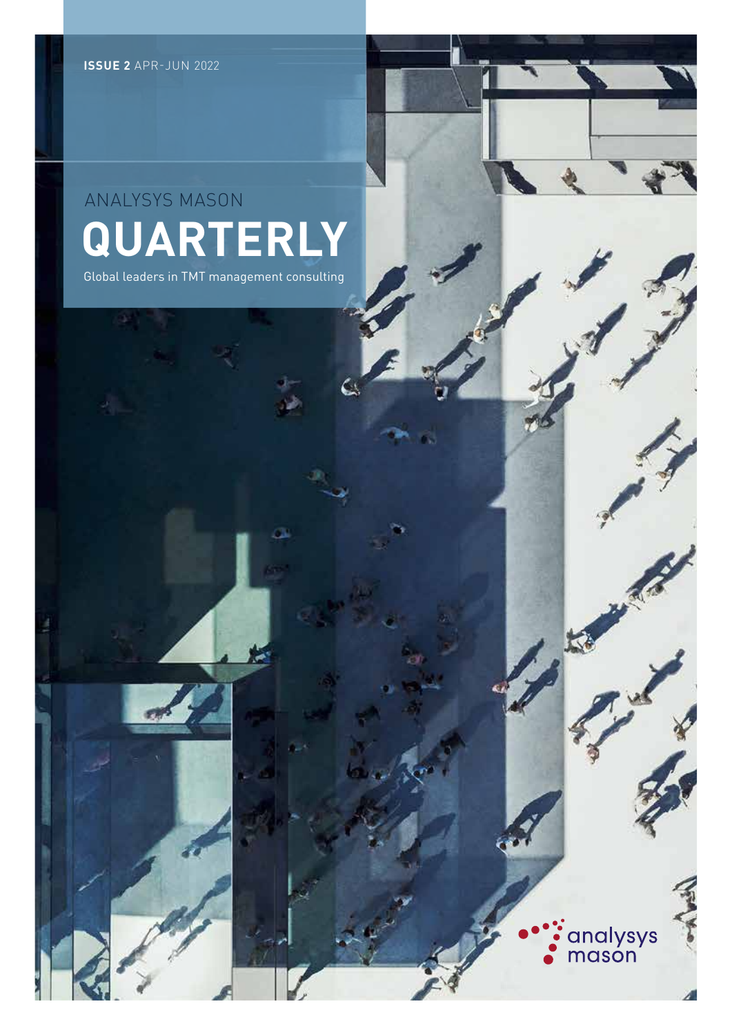**ISSUE 2** APR-JUN 2022

ANALYSYS MASON

# QUARTERLY

Global leaders in TMT management consulting

analysys mason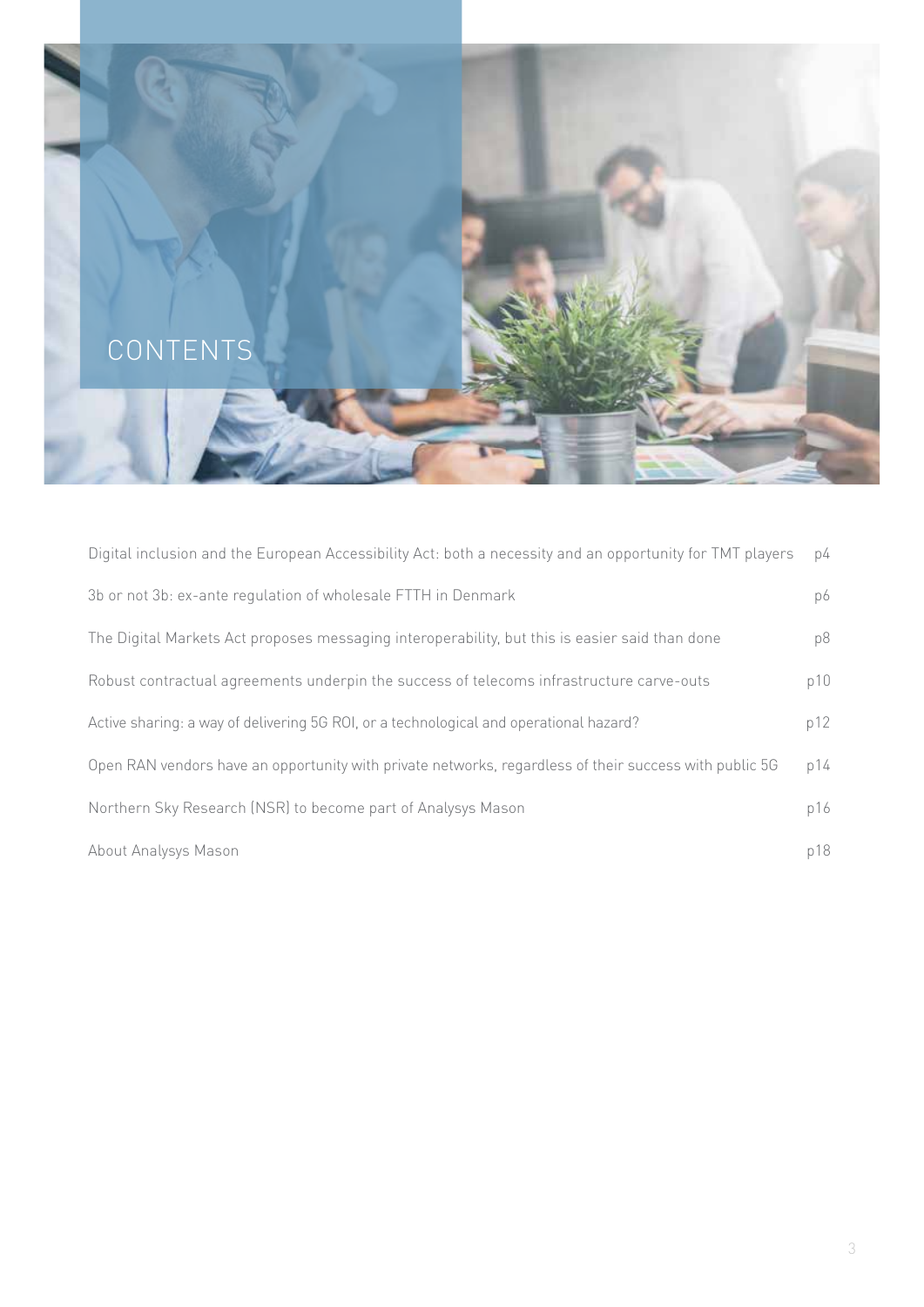# CONTENTS

| | |
|---|---|
| Digital inclusion and the European Accessibility Act: both a necessity and an opportunity for TMT players | p4 |
| 3b or not 3b: ex-ante regulation of wholesale FTTH in Denmark | p6 |
| The Digital Markets Act proposes messaging interoperability, but this is easier said than done | p8 |
| Robust contractual agreements underpin the success of telecoms infrastructure carve-outs | p10 |
| Active sharing: a way of delivering 5G ROI, or a technological and operational hazard? | p12 |
| Open RAN vendors have an opportunity with private networks, regardless of their success with public 5G | p14 |
| Northern Sky Research (NSR) to become part of Analysys Mason | p16 |
| About Analysys Mason | p18 |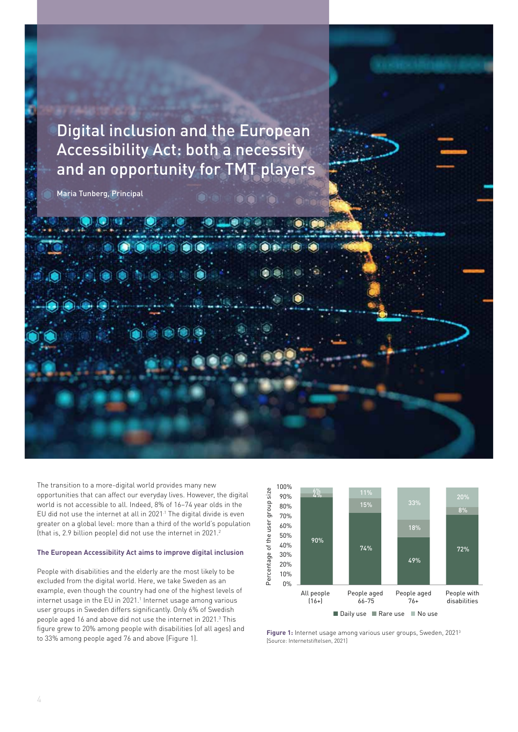# Digital inclusion and the European Accessibility Act: both a necessity and an opportunity for TMT players

Maria Tunberg, Principal

The transition to a more-digital world provides many new opportunities that can affect our everyday lives. However, the digital world is not accessible to all. Indeed, 8% of 16–74 year olds in the EU did not use the internet at all in 2021.[1] The digital divide is even greater on a global level: more than a third of the world's population (that is, 2.9 billion people) did not use the internet in 2021.[2]

### The European Accessibility Act aims to improve digital inclusion

People with disabilities and the elderly are the most likely to be excluded from the digital world. Here, we take Sweden as an example, even though the country had one of the highest levels of internet usage in the EU in 2021.[1] Internet usage among various user groups in Sweden differs significantly. Only 6% of Swedish people aged 16 and above did not use the internet in 2021.[3] This figure grew to 20% among people with disabilities (of all ages) and to 33% among people aged 76 and above (Figure 1).

| | All people (16+) | People aged 66-75 | People aged 76+ | People with disabilities |
|---|---|---|---|---|
| Daily use | 90% | 74% | 49% | 72% |
| Rare use | 4% | 15% | 18% | 8% |
| No use | 6% | 11% | 33% | 20% |

**Figure 1:** Internet usage among various user groups, Sweden, 2021[3] [Source: Internetstiftelsen, 2021]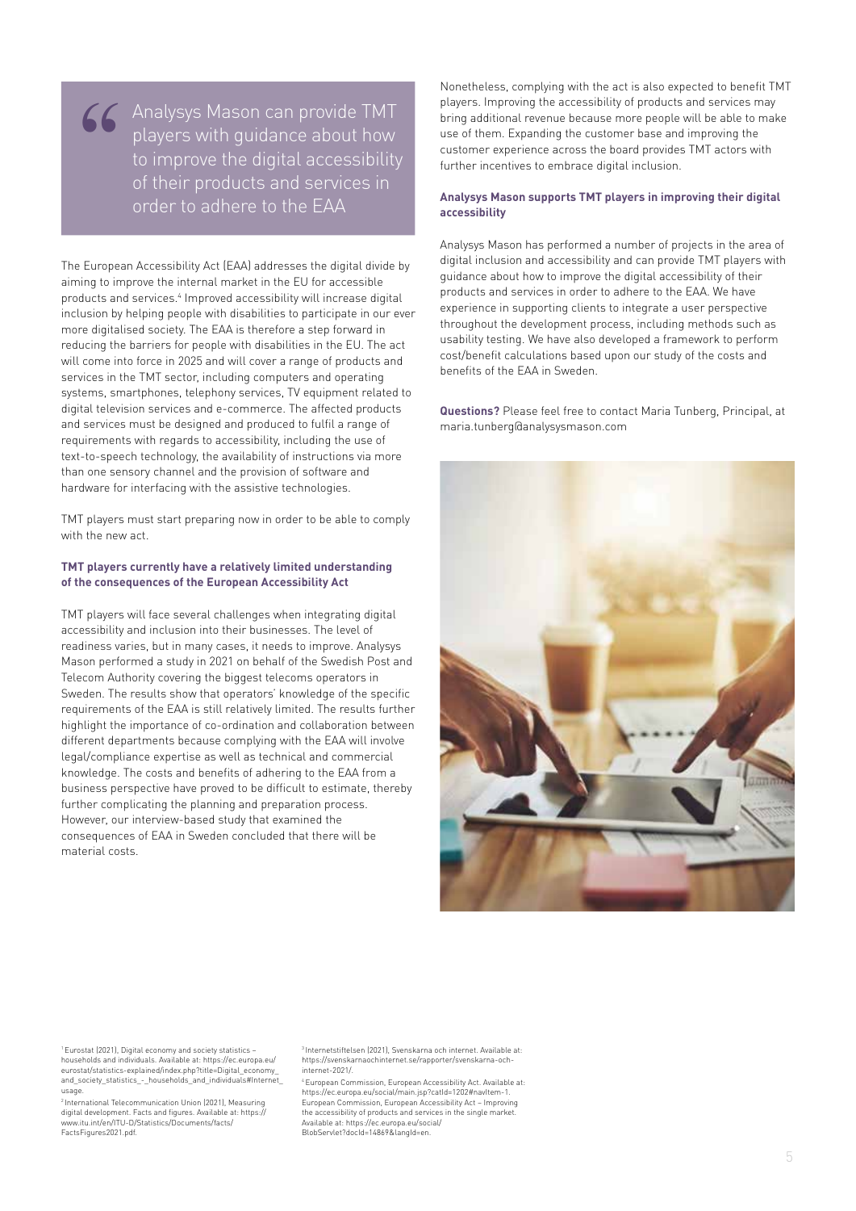> Analysys Mason can provide TMT players with guidance about how to improve the digital accessibility of their products and services in order to adhere to the EAA

The European Accessibility Act (EAA) addresses the digital divide by aiming to improve the internal market in the EU for accessible products and services.[4] Improved accessibility will increase digital inclusion by helping people with disabilities to participate in our ever more digitalised society. The EAA is therefore a step forward in reducing the barriers for people with disabilities in the EU. The act will come into force in 2025 and will cover a range of products and services in the TMT sector, including computers and operating systems, smartphones, telephony services, TV equipment related to digital television services and e-commerce. The affected products and services must be designed and produced to fulfil a range of requirements with regards to accessibility, including the use of text-to-speech technology, the availability of instructions via more than one sensory channel and the provision of software and hardware for interfacing with the assistive technologies.

TMT players must start preparing now in order to be able to comply with the new act.

**TMT players currently have a relatively limited understanding of the consequences of the European Accessibility Act**

TMT players will face several challenges when integrating digital accessibility and inclusion into their businesses. The level of readiness varies, but in many cases, it needs to improve. Analysys Mason performed a study in 2021 on behalf of the Swedish Post and Telecom Authority covering the biggest telecoms operators in Sweden. The results show that operators' knowledge of the specific requirements of the EAA is still relatively limited. The results further highlight the importance of co-ordination and collaboration between different departments because complying with the EAA will involve legal/compliance expertise as well as technical and commercial knowledge. The costs and benefits of adhering to the EAA from a business perspective have proved to be difficult to estimate, thereby further complicating the planning and preparation process. However, our interview-based study that examined the consequences of EAA in Sweden concluded that there will be material costs.

Nonetheless, complying with the act is also expected to benefit TMT players. Improving the accessibility of products and services may bring additional revenue because more people will be able to make use of them. Expanding the customer base and improving the customer experience across the board provides TMT actors with further incentives to embrace digital inclusion.

**Analysys Mason supports TMT players in improving their digital accessibility**

Analysys Mason has performed a number of projects in the area of digital inclusion and accessibility and can provide TMT players with guidance about how to improve the digital accessibility of their products and services in order to adhere to the EAA. We have experience in supporting clients to integrate a user perspective throughout the development process, including methods such as usability testing. We have also developed a framework to perform cost/benefit calculations based upon our study of the costs and benefits of the EAA in Sweden.

**Questions?** Please feel free to contact Maria Tunberg, Principal, at maria.tunberg@analysysmason.com

---

[1] Eurostat (2021), Digital economy and society statistics – households and individuals. Available at: https://ec.europa.eu/eurostat/statistics-explained/index.php?title=Digital_economy_and_society_statistics_-_households_and_individuals#Internet_usage.

[2] International Telecommunication Union (2021), Measuring digital development. Facts and figures. Available at: https://www.itu.int/en/ITU-D/Statistics/Documents/facts/FactsFigures2021.pdf.

[3] Internetstiftelsen (2021), Svenskarna och internet. Available at: https://svenskarnaochinternet.se/rapporter/svenskarna-och-internet-2021/.

[4] European Commission, European Accessibility Act. Available at: https://ec.europa.eu/social/main.jsp?catId=1202#navItem-1. European Commission, European Accessibility Act – Improving the accessibility of products and services in the single market. Available at: https://ec.europa.eu/social/BlobServlet?docId=14869&langId=en.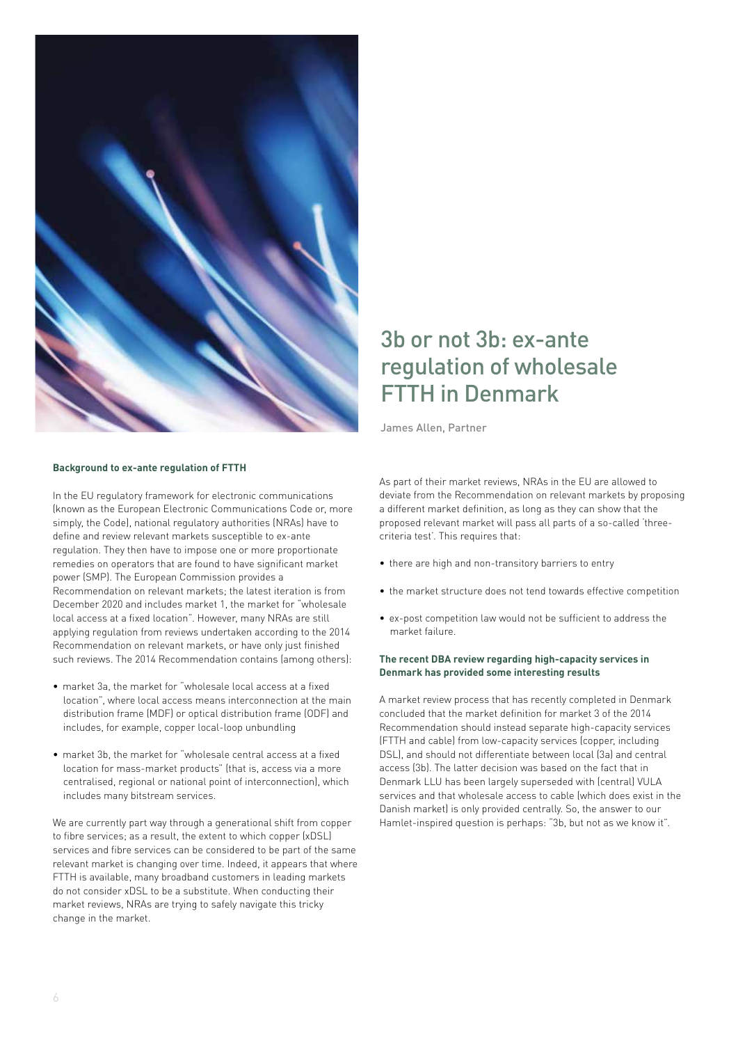# 3b or not 3b: ex-ante regulation of wholesale FTTH in Denmark

James Allen, Partner

**Background to ex-ante regulation of FTTH**

In the EU regulatory framework for electronic communications (known as the European Electronic Communications Code or, more simply, the Code), national regulatory authorities (NRAs) have to define and review relevant markets susceptible to ex-ante regulation. They then have to impose one or more proportionate remedies on operators that are found to have significant market power (SMP). The European Commission provides a Recommendation on relevant markets; the latest iteration is from December 2020 and includes market 1, the market for "wholesale local access at a fixed location". However, many NRAs are still applying regulation from reviews undertaken according to the 2014 Recommendation on relevant markets, or have only just finished such reviews. The 2014 Recommendation contains (among others):

- market 3a, the market for "wholesale local access at a fixed location", where local access means interconnection at the main distribution frame (MDF) or optical distribution frame (ODF) and includes, for example, copper local-loop unbundling
- market 3b, the market for "wholesale central access at a fixed location for mass-market products" (that is, access via a more centralised, regional or national point of interconnection), which includes many bitstream services.

We are currently part way through a generational shift from copper to fibre services; as a result, the extent to which copper (xDSL) services and fibre services can be considered to be part of the same relevant market is changing over time. Indeed, it appears that where FTTH is available, many broadband customers in leading markets do not consider xDSL to be a substitute. When conducting their market reviews, NRAs are trying to safely navigate this tricky change in the market.

As part of their market reviews, NRAs in the EU are allowed to deviate from the Recommendation on relevant markets by proposing a different market definition, as long as they can show that the proposed relevant market will pass all parts of a so-called 'three-criteria test'. This requires that:

- there are high and non-transitory barriers to entry
- the market structure does not tend towards effective competition
- ex-post competition law would not be sufficient to address the market failure.

**The recent DBA review regarding high-capacity services in Denmark has provided some interesting results**

A market review process that has recently completed in Denmark concluded that the market definition for market 3 of the 2014 Recommendation should instead separate high-capacity services (FTTH and cable) from low-capacity services (copper, including DSL), and should not differentiate between local (3a) and central access (3b). The latter decision was based on the fact that in Denmark LLU has been largely superseded with (central) VULA services and that wholesale access to cable (which does exist in the Danish market) is only provided centrally. So, the answer to our Hamlet-inspired question is perhaps: "3b, but not as we know it".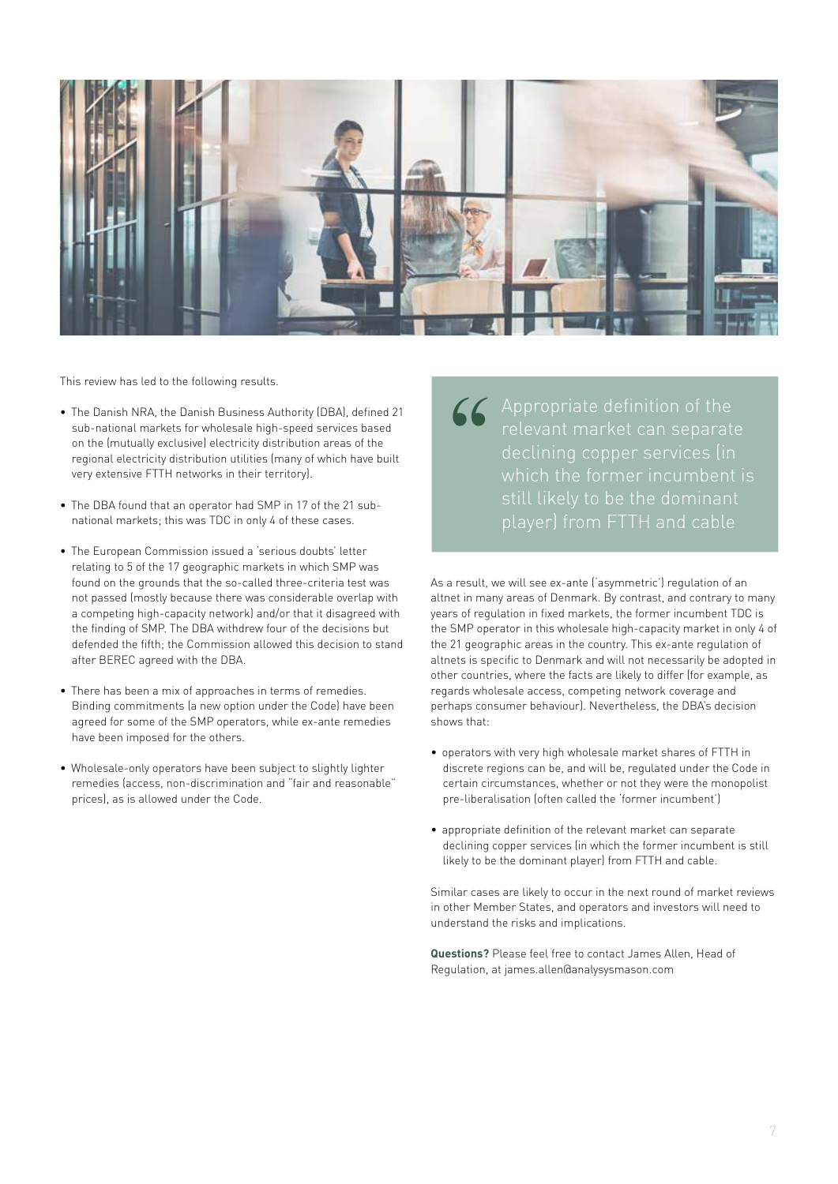This review has led to the following results.

- The Danish NRA, the Danish Business Authority (DBA), defined 21 sub-national markets for wholesale high-speed services based on the (mutually exclusive) electricity distribution areas of the regional electricity distribution utilities (many of which have built very extensive FTTH networks in their territory).
- The DBA found that an operator had SMP in 17 of the 21 sub-national markets; this was TDC in only 4 of these cases.
- The European Commission issued a 'serious doubts' letter relating to 5 of the 17 geographic markets in which SMP was found on the grounds that the so-called three-criteria test was not passed (mostly because there was considerable overlap with a competing high-capacity network) and/or that it disagreed with the finding of SMP. The DBA withdrew four of the decisions but defended the fifth; the Commission allowed this decision to stand after BEREC agreed with the DBA.
- There has been a mix of approaches in terms of remedies. Binding commitments (a new option under the Code) have been agreed for some of the SMP operators, while ex-ante remedies have been imposed for the others.
- Wholesale-only operators have been subject to slightly lighter remedies (access, non-discrimination and "fair and reasonable" prices), as is allowed under the Code.

> "Appropriate definition of the relevant market can separate declining copper services (in which the former incumbent is still likely to be the dominant player) from FTTH and cable

As a result, we will see ex-ante ('asymmetric') regulation of an altnet in many areas of Denmark. By contrast, and contrary to many years of regulation in fixed markets, the former incumbent TDC is the SMP operator in this wholesale high-capacity market in only 4 of the 21 geographic areas in the country. This ex-ante regulation of altnets is specific to Denmark and will not necessarily be adopted in other countries, where the facts are likely to differ (for example, as regards wholesale access, competing network coverage and perhaps consumer behaviour). Nevertheless, the DBA's decision shows that:

- operators with very high wholesale market shares of FTTH in discrete regions can be, and will be, regulated under the Code in certain circumstances, whether or not they were the monopolist pre-liberalisation (often called the 'former incumbent')
- appropriate definition of the relevant market can separate declining copper services (in which the former incumbent is still likely to be the dominant player) from FTTH and cable.

Similar cases are likely to occur in the next round of market reviews in other Member States, and operators and investors will need to understand the risks and implications.

**Questions?** Please feel free to contact James Allen, Head of Regulation, at james.allen@analysysmason.com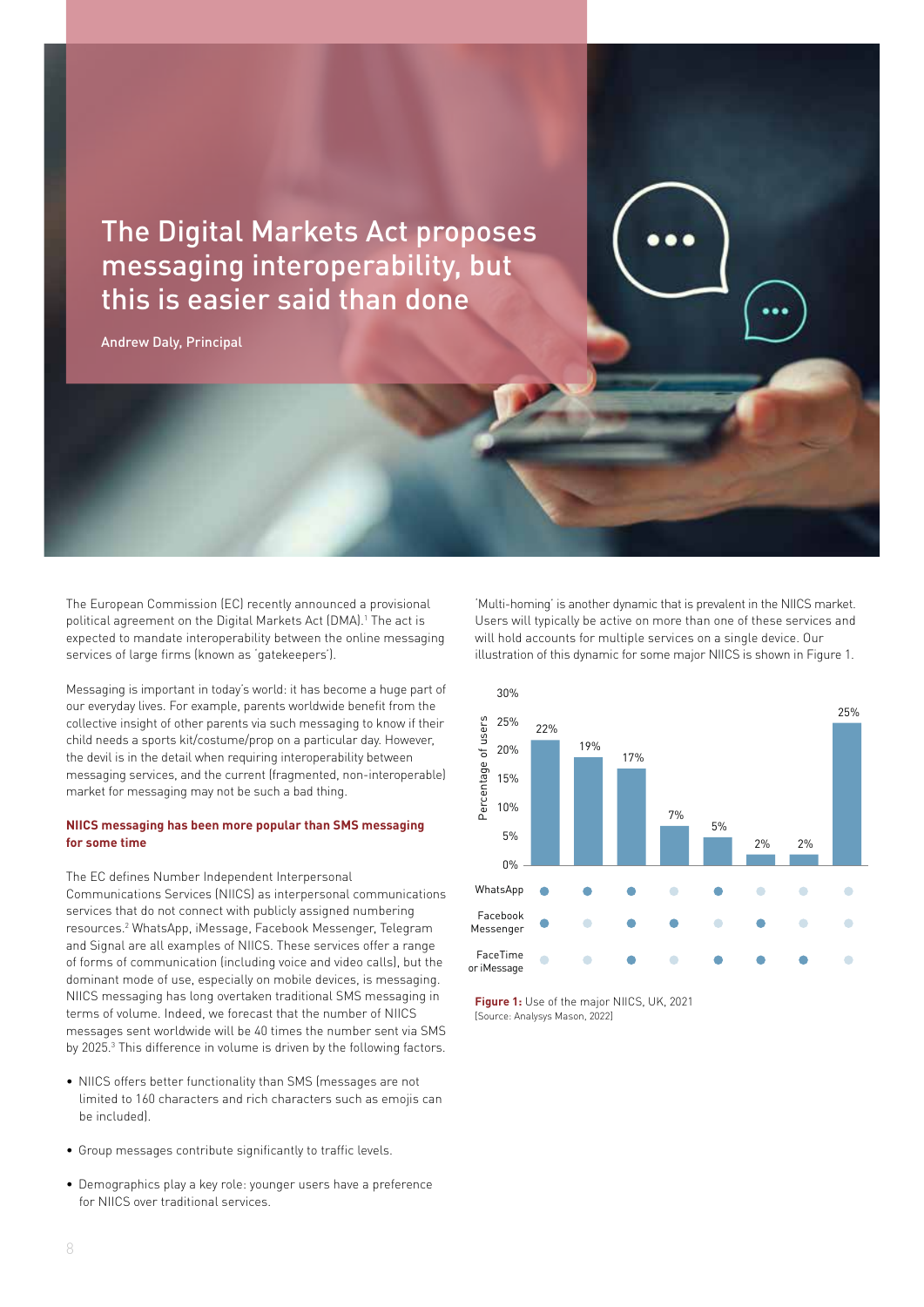# The Digital Markets Act proposes messaging interoperability, but this is easier said than done

Andrew Daly, Principal

The European Commission (EC) recently announced a provisional political agreement on the Digital Markets Act (DMA).[1] The act is expected to mandate interoperability between the online messaging services of large firms (known as 'gatekeepers').

Messaging is important in today's world: it has become a huge part of our everyday lives. For example, parents worldwide benefit from the collective insight of other parents via such messaging to know if their child needs a sports kit/costume/prop on a particular day. However, the devil is in the detail when requiring interoperability between messaging services, and the current (fragmented, non-interoperable) market for messaging may not be such a bad thing.

### NIICS messaging has been more popular than SMS messaging for some time

The EC defines Number Independent Interpersonal Communications Services (NIICS) as interpersonal communications services that do not connect with publicly assigned numbering resources.[2] WhatsApp, iMessage, Facebook Messenger, Telegram and Signal are all examples of NIICS. These services offer a range of forms of communication (including voice and video calls), but the dominant mode of use, especially on mobile devices, is messaging. NIICS messaging has long overtaken traditional SMS messaging in terms of volume. Indeed, we forecast that the number of NIICS messages sent worldwide will be 40 times the number sent via SMS by 2025.[3] This difference in volume is driven by the following factors.

- NIICS offers better functionality than SMS (messages are not limited to 160 characters and rich characters such as emojis can be included).
- Group messages contribute significantly to traffic levels.
- Demographics play a key role: younger users have a preference for NIICS over traditional services.

'Multi-homing' is another dynamic that is prevalent in the NIICS market. Users will typically be active on more than one of these services and will hold accounts for multiple services on a single device. Our illustration of this dynamic for some major NIICS is shown in Figure 1.

| Percentage of users | 22% | 19% | 17% | 7% | 5% | 2% | 2% | 25% |
|---|---|---|---|---|---|---|---|---|
| WhatsApp | ● | ● | ● | ○ | ● | ○ | ○ | ○ |
| Facebook Messenger | ● | ○ | ● | ● | ○ | ● | ○ | ○ |
| FaceTime or iMessage | ○ | ○ | ● | ○ | ● | ● | ● | ○ |

**Figure 1:** Use of the major NIICS, UK, 2021
[Source: Analysys Mason, 2022]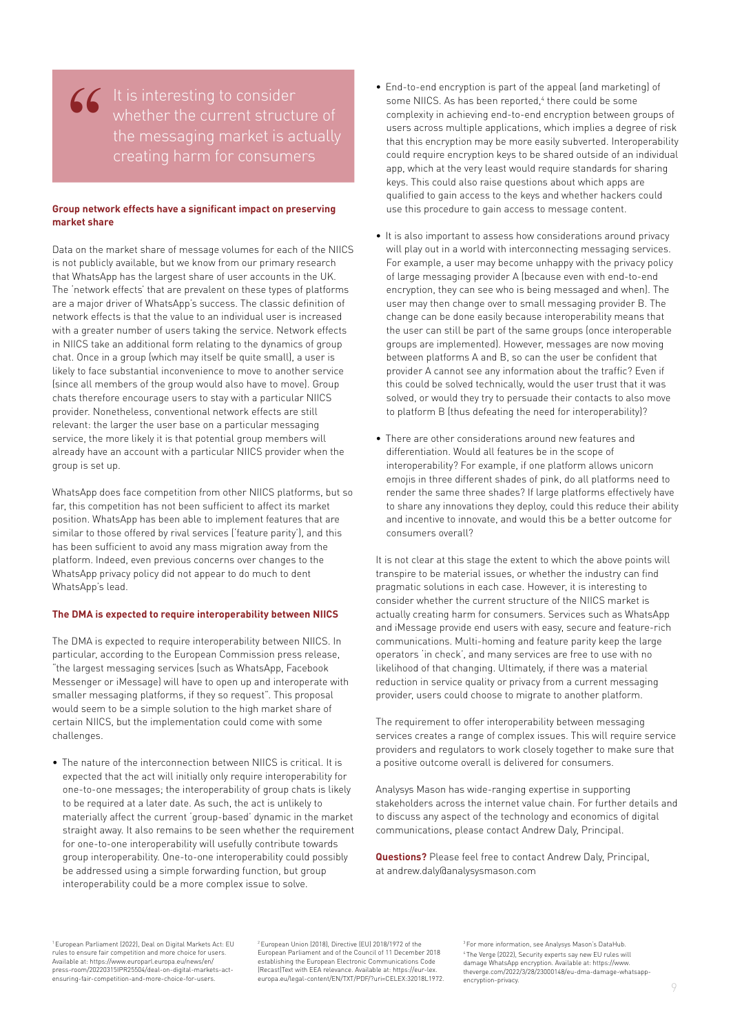> It is interesting to consider whether the current structure of the messaging market is actually creating harm for consumers

**Group network effects have a significant impact on preserving market share**

Data on the market share of message volumes for each of the NIICS is not publicly available, but we know from our primary research that WhatsApp has the largest share of user accounts in the UK. The 'network effects' that are prevalent on these types of platforms are a major driver of WhatsApp's success. The classic definition of network effects is that the value to an individual user is increased with a greater number of users taking the service. Network effects in NIICS take an additional form relating to the dynamics of group chat. Once in a group (which may itself be quite small), a user is likely to face substantial inconvenience to move to another service (since all members of the group would also have to move). Group chats therefore encourage users to stay with a particular NIICS provider. Nonetheless, conventional network effects are still relevant: the larger the user base on a particular messaging service, the more likely it is that potential group members will already have an account with a particular NIICS provider when the group is set up.

WhatsApp does face competition from other NIICS platforms, but so far, this competition has not been sufficient to affect its market position. WhatsApp has been able to implement features that are similar to those offered by rival services ('feature parity'), and this has been sufficient to avoid any mass migration away from the platform. Indeed, even previous concerns over changes to the WhatsApp privacy policy did not appear to do much to dent WhatsApp's lead.

**The DMA is expected to require interoperability between NIICS**

The DMA is expected to require interoperability between NIICS. In particular, according to the European Commission press release, "the largest messaging services (such as WhatsApp, Facebook Messenger or iMessage) will have to open up and interoperate with smaller messaging platforms, if they so request". This proposal would seem to be a simple solution to the high market share of certain NIICS, but the implementation could come with some challenges.

- The nature of the interconnection between NIICS is critical. It is expected that the act will initially only require interoperability for one-to-one messages; the interoperability of group chats is likely to be required at a later date. As such, the act is unlikely to materially affect the current 'group-based' dynamic in the market straight away. It also remains to be seen whether the requirement for one-to-one interoperability will usefully contribute towards group interoperability. One-to-one interoperability could possibly be addressed using a simple forwarding function, but group interoperability could be a more complex issue to solve.
- End-to-end encryption is part of the appeal (and marketing) of some NIICS. As has been reported,[4] there could be some complexity in achieving end-to-end encryption between groups of users across multiple applications, which implies a degree of risk that this encryption may be more easily subverted. Interoperability could require encryption keys to be shared outside of an individual app, which at the very least would require standards for sharing keys. This could also raise questions about which apps are qualified to gain access to the keys and whether hackers could use this procedure to gain access to message content.
- It is also important to assess how considerations around privacy will play out in a world with interconnecting messaging services. For example, a user may become unhappy with the privacy policy of large messaging provider A (because even with end-to-end encryption, they can see who is being messaged and when). The user may then change over to small messaging provider B. The change can be done easily because interoperability means that the user can still be part of the same groups (once interoperable groups are implemented). However, messages are now moving between platforms A and B, so can the user be confident that provider A cannot see any information about the traffic? Even if this could be solved technically, would the user trust that it was solved, or would they try to persuade their contacts to also move to platform B (thus defeating the need for interoperability)?
- There are other considerations around new features and differentiation. Would all features be in the scope of interoperability? For example, if one platform allows unicorn emojis in three different shades of pink, do all platforms need to render the same three shades? If large platforms effectively have to share any innovations they deploy, could this reduce their ability and incentive to innovate, and would this be a better outcome for consumers overall?

It is not clear at this stage the extent to which the above points will transpire to be material issues, or whether the industry can find pragmatic solutions in each case. However, it is interesting to consider whether the current structure of the NIICS market is actually creating harm for consumers. Services such as WhatsApp and iMessage provide end users with easy, secure and feature-rich communications. Multi-homing and feature parity keep the large operators 'in check', and many services are free to use with no likelihood of that changing. Ultimately, if there was a material reduction in service quality or privacy from a current messaging provider, users could choose to migrate to another platform.

The requirement to offer interoperability between messaging services creates a range of complex issues. This will require service providers and regulators to work closely together to make sure that a positive outcome overall is delivered for consumers.

Analysys Mason has wide-ranging expertise in supporting stakeholders across the internet value chain. For further details and to discuss any aspect of the technology and economics of digital communications, please contact Andrew Daly, Principal.

**Questions?** Please feel free to contact Andrew Daly, Principal, at andrew.daly@analysysmason.com

[1] European Parliament (2022), Deal on Digital Markets Act: EU rules to ensure fair competition and more choice for users. Available at: https://www.europarl.europa.eu/news/en/press-room/20220315IPR25504/deal-on-digital-markets-act-ensuring-fair-competition-and-more-choice-for-users.

[2] European Union (2018), Directive (EU) 2018/1972 of the European Parliament and of the Council of 11 December 2018 establishing the European Electronic Communications Code (Recast)Text with EEA relevance. Available at: https://eur-lex.europa.eu/legal-content/EN/TXT/PDF/?uri=CELEX:32018L1972.

[3] For more information, see Analysys Mason's DataHub.

[4] The Verge (2022), Security experts say new EU rules will damage WhatsApp encryption. Available at: https://www.theverge.com/2022/3/28/23000148/eu-dma-damage-whatsapp-encryption-privacy.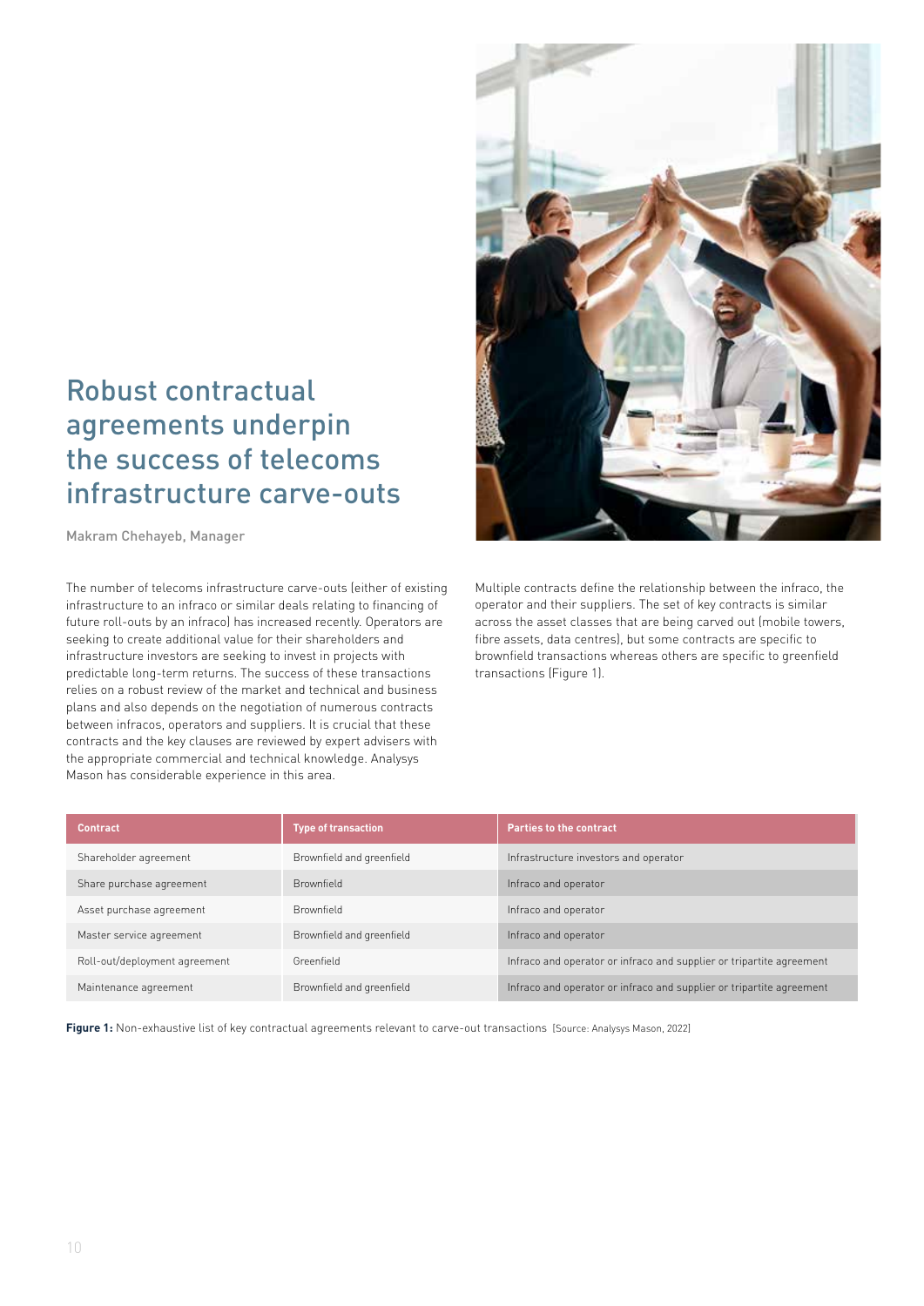# Robust contractual agreements underpin the success of telecoms infrastructure carve-outs

Makram Chehayeb, Manager

The number of telecoms infrastructure carve-outs (either of existing infrastructure to an infraco or similar deals relating to financing of future roll-outs by an infraco) has increased recently. Operators are seeking to create additional value for their shareholders and infrastructure investors are seeking to invest in projects with predictable long-term returns. The success of these transactions relies on a robust review of the market and technical and business plans and also depends on the negotiation of numerous contracts between infracos, operators and suppliers. It is crucial that these contracts and the key clauses are reviewed by expert advisers with the appropriate commercial and technical knowledge. Analysys Mason has considerable experience in this area.

Multiple contracts define the relationship between the infraco, the operator and their suppliers. The set of key contracts is similar across the asset classes that are being carved out (mobile towers, fibre assets, data centres), but some contracts are specific to brownfield transactions whereas others are specific to greenfield transactions (Figure 1).

| Contract | Type of transaction | Parties to the contract |
| --- | --- | --- |
| Shareholder agreement | Brownfield and greenfield | Infrastructure investors and operator |
| Share purchase agreement | Brownfield | Infraco and operator |
| Asset purchase agreement | Brownfield | Infraco and operator |
| Master service agreement | Brownfield and greenfield | Infraco and operator |
| Roll-out/deployment agreement | Greenfield | Infraco and operator or infraco and supplier or tripartite agreement |
| Maintenance agreement | Brownfield and greenfield | Infraco and operator or infraco and supplier or tripartite agreement |

**Figure 1:** Non-exhaustive list of key contractual agreements relevant to carve-out transactions [Source: Analysys Mason, 2022]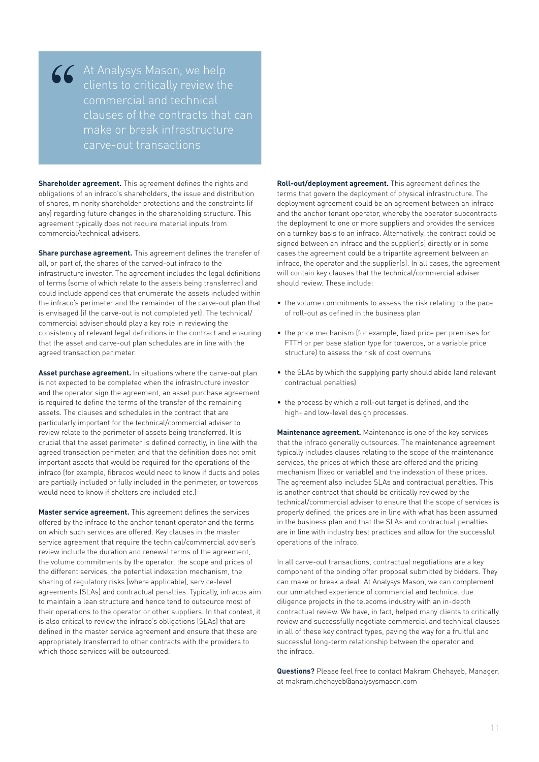> At Analysys Mason, we help clients to critically review the commercial and technical clauses of the contracts that can make or break infrastructure carve-out transactions

**Shareholder agreement.** This agreement defines the rights and obligations of an infraco's shareholders, the issue and distribution of shares, minority shareholder protections and the constraints (if any) regarding future changes in the shareholding structure. This agreement typically does not require material inputs from commercial/technical advisers.

**Share purchase agreement.** This agreement defines the transfer of all, or part of, the shares of the carved-out infraco to the infrastructure investor. The agreement includes the legal definitions of terms (some of which relate to the assets being transferred) and could include appendices that enumerate the assets included within the infraco's perimeter and the remainder of the carve-out plan that is envisaged (if the carve-out is not completed yet). The technical/commercial adviser should play a key role in reviewing the consistency of relevant legal definitions in the contract and ensuring that the asset and carve-out plan schedules are in line with the agreed transaction perimeter.

**Asset purchase agreement.** In situations where the carve-out plan is not expected to be completed when the infrastructure investor and the operator sign the agreement, an asset purchase agreement is required to define the terms of the transfer of the remaining assets. The clauses and schedules in the contract that are particularly important for the technical/commercial adviser to review relate to the perimeter of assets being transferred. It is crucial that the asset perimeter is defined correctly, in line with the agreed transaction perimeter, and that the definition does not omit important assets that would be required for the operations of the infraco (for example, fibrecos would need to know if ducts and poles are partially included or fully included in the perimeter, or towercos would need to know if shelters are included etc.)

**Master service agreement.** This agreement defines the services offered by the infraco to the anchor tenant operator and the terms on which such services are offered. Key clauses in the master service agreement that require the technical/commercial adviser's review include the duration and renewal terms of the agreement, the volume commitments by the operator, the scope and prices of the different services, the potential indexation mechanism, the sharing of regulatory risks (where applicable), service-level agreements (SLAs) and contractual penalties. Typically, infracos aim to maintain a lean structure and hence tend to outsource most of their operations to the operator or other suppliers. In that context, it is also critical to review the infraco's obligations (SLAs) that are defined in the master service agreement and ensure that these are appropriately transferred to other contracts with the providers to which those services will be outsourced.

**Roll-out/deployment agreement.** This agreement defines the terms that govern the deployment of physical infrastructure. The deployment agreement could be an agreement between an infraco and the anchor tenant operator, whereby the operator subcontracts the deployment to one or more suppliers and provides the services on a turnkey basis to an infraco. Alternatively, the contract could be signed between an infraco and the supplier(s) directly or in some cases the agreement could be a tripartite agreement between an infraco, the operator and the supplier(s). In all cases, the agreement will contain key clauses that the technical/commercial adviser should review. These include:

- the volume commitments to assess the risk relating to the pace of roll-out as defined in the business plan
- the price mechanism (for example, fixed price per premises for FTTH or per base station type for towercos, or a variable price structure) to assess the risk of cost overruns
- the SLAs by which the supplying party should abide (and relevant contractual penalties)
- the process by which a roll-out target is defined, and the high- and low-level design processes.

**Maintenance agreement.** Maintenance is one of the key services that the infraco generally outsources. The maintenance agreement typically includes clauses relating to the scope of the maintenance services, the prices at which these are offered and the pricing mechanism (fixed or variable) and the indexation of these prices. The agreement also includes SLAs and contractual penalties. This is another contract that should be critically reviewed by the technical/commercial adviser to ensure that the scope of services is properly defined, the prices are in line with what has been assumed in the business plan and that the SLAs and contractual penalties are in line with industry best practices and allow for the successful operations of the infraco.

In all carve-out transactions, contractual negotiations are a key component of the binding offer proposal submitted by bidders. They can make or break a deal. At Analysys Mason, we can complement our unmatched experience of commercial and technical due diligence projects in the telecoms industry with an in-depth contractual review. We have, in fact, helped many clients to critically review and successfully negotiate commercial and technical clauses in all of these key contract types, paving the way for a fruitful and successful long-term relationship between the operator and the infraco.

**Questions?** Please feel free to contact Makram Chehayeb, Manager, at makram.chehayeb@analysysmason.com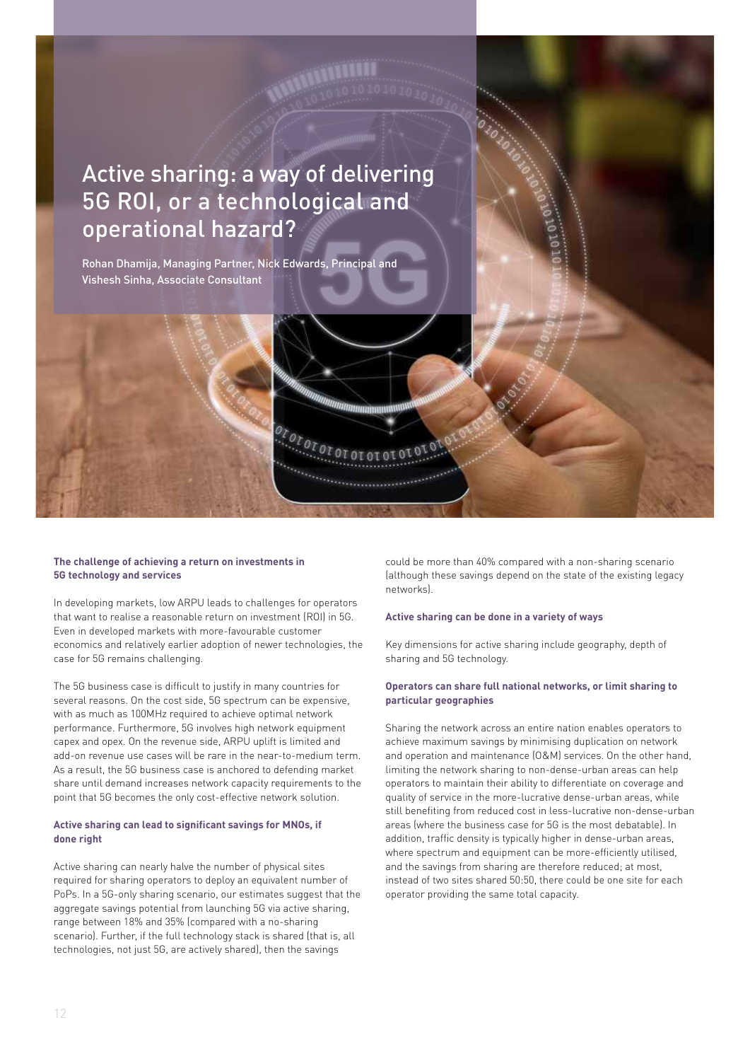# Active sharing: a way of delivering 5G ROI, or a technological and operational hazard?

Rohan Dhamija, Managing Partner, Nick Edwards, Principal and Vishesh Sinha, Associate Consultant

**The challenge of achieving a return on investments in 5G technology and services**

In developing markets, low ARPU leads to challenges for operators that want to realise a reasonable return on investment (ROI) in 5G. Even in developed markets with more-favourable customer economics and relatively earlier adoption of newer technologies, the case for 5G remains challenging.

The 5G business case is difficult to justify in many countries for several reasons. On the cost side, 5G spectrum can be expensive, with as much as 100MHz required to achieve optimal network performance. Furthermore, 5G involves high network equipment capex and opex. On the revenue side, ARPU uplift is limited and add-on revenue use cases will be rare in the near-to-medium term. As a result, the 5G business case is anchored to defending market share until demand increases network capacity requirements to the point that 5G becomes the only cost-effective network solution.

**Active sharing can lead to significant savings for MNOs, if done right**

Active sharing can nearly halve the number of physical sites required for sharing operators to deploy an equivalent number of PoPs. In a 5G-only sharing scenario, our estimates suggest that the aggregate savings potential from launching 5G via active sharing, range between 18% and 35% (compared with a no-sharing scenario). Further, if the full technology stack is shared (that is, all technologies, not just 5G, are actively shared), then the savings could be more than 40% compared with a non-sharing scenario (although these savings depend on the state of the existing legacy networks).

**Active sharing can be done in a variety of ways**

Key dimensions for active sharing include geography, depth of sharing and 5G technology.

**Operators can share full national networks, or limit sharing to particular geographies**

Sharing the network across an entire nation enables operators to achieve maximum savings by minimising duplication on network and operation and maintenance (O&M) services. On the other hand, limiting the network sharing to non-dense-urban areas can help operators to maintain their ability to differentiate on coverage and quality of service in the more-lucrative dense-urban areas, while still benefiting from reduced cost in less-lucrative non-dense-urban areas (where the business case for 5G is the most debatable). In addition, traffic density is typically higher in dense-urban areas, where spectrum and equipment can be more-efficiently utilised, and the savings from sharing are therefore reduced; at most, instead of two sites shared 50:50, there could be one site for each operator providing the same total capacity.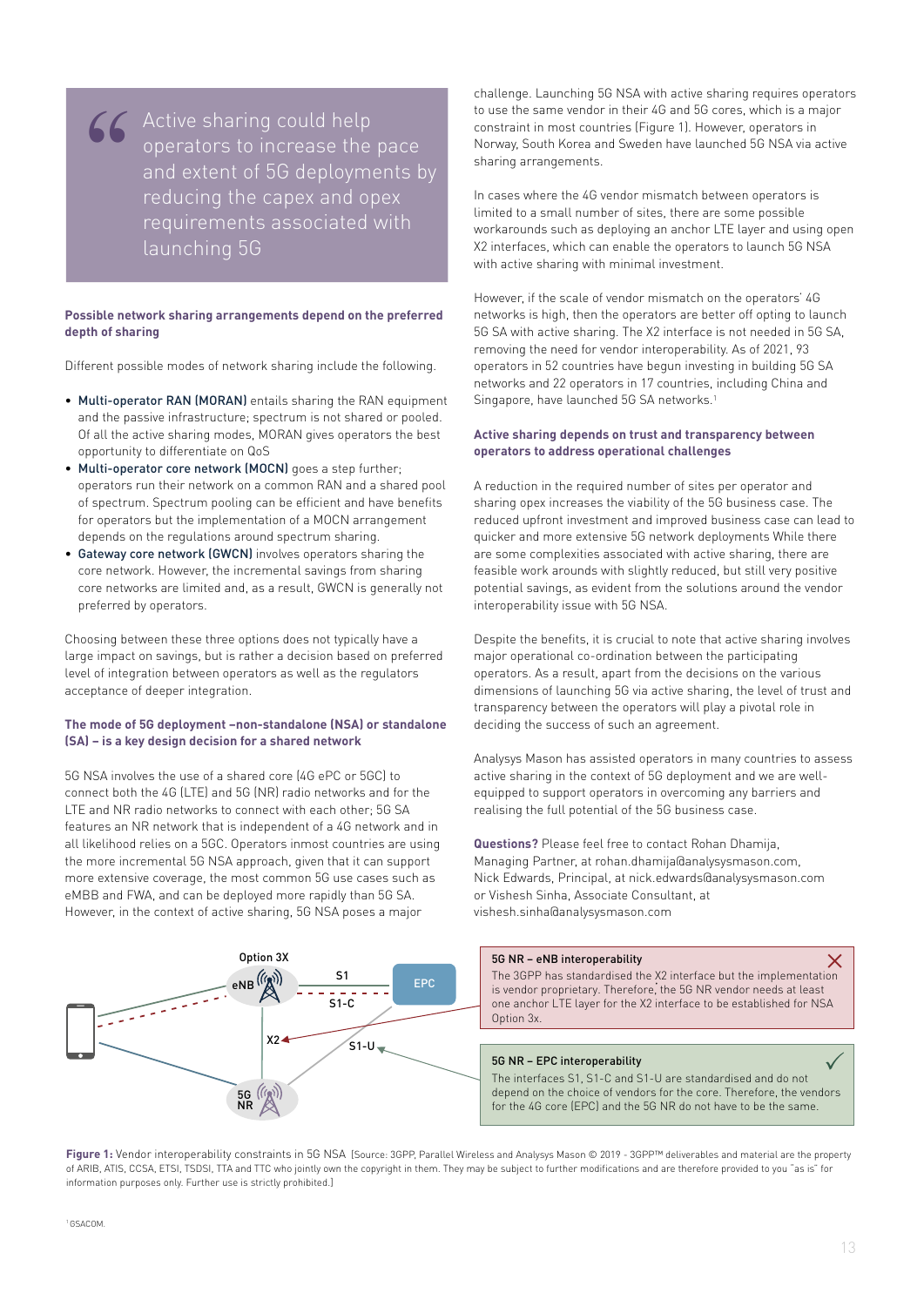> Active sharing could help operators to increase the pace and extent of 5G deployments by reducing the capex and opex requirements associated with launching 5G

### Possible network sharing arrangements depend on the preferred depth of sharing

Different possible modes of network sharing include the following.

- **Multi-operator RAN (MORAN)** entails sharing the RAN equipment and the passive infrastructure; spectrum is not shared or pooled. Of all the active sharing modes, MORAN gives operators the best opportunity to differentiate on QoS
- **Multi-operator core network (MOCN)** goes a step further; operators run their network on a common RAN and a shared pool of spectrum. Spectrum pooling can be efficient and have benefits for operators but the implementation of a MOCN arrangement depends on the regulations around spectrum sharing.
- **Gateway core network (GWCN)** involves operators sharing the core network. However, the incremental savings from sharing core networks are limited and, as a result, GWCN is generally not preferred by operators.

Choosing between these three options does not typically have a large impact on savings, but is rather a decision based on preferred level of integration between operators as well as the regulators acceptance of deeper integration.

### The mode of 5G deployment –non-standalone (NSA) or standalone (SA) – is a key design decision for a shared network

5G NSA involves the use of a shared core (4G ePC or 5GC) to connect both the 4G (LTE) and 5G (NR) radio networks and for the LTE and NR radio networks to connect with each other; 5G SA features an NR network that is independent of a 4G network and in all likelihood relies on a 5GC. Operators inmost countries are using the more incremental 5G NSA approach, given that it can support more extensive coverage, the most common 5G use cases such as eMBB and FWA, and can be deployed more rapidly than 5G SA. However, in the context of active sharing, 5G NSA poses a major challenge. Launching 5G NSA with active sharing requires operators to use the same vendor in their 4G and 5G cores, which is a major constraint in most countries (Figure 1). However, operators in Norway, South Korea and Sweden have launched 5G NSA via active sharing arrangements.

In cases where the 4G vendor mismatch between operators is limited to a small number of sites, there are some possible workarounds such as deploying an anchor LTE layer and using open X2 interfaces, which can enable the operators to launch 5G NSA with active sharing with minimal investment.

However, if the scale of vendor mismatch on the operators' 4G networks is high, then the operators are better off opting to launch 5G SA with active sharing. The X2 interface is not needed in 5G SA, removing the need for vendor interoperability. As of 2021, 93 operators in 52 countries have begun investing in building 5G SA networks and 22 operators in 17 countries, including China and Singapore, have launched 5G SA networks.[1]

### Active sharing depends on trust and transparency between operators to address operational challenges

A reduction in the required number of sites per operator and sharing opex increases the viability of the 5G business case. The reduced upfront investment and improved business case can lead to quicker and more extensive 5G network deployments While there are some complexities associated with active sharing, there are feasible work arounds with slightly reduced, but still very positive potential savings, as evident from the solutions around the vendor interoperability issue with 5G NSA.

Despite the benefits, it is crucial to note that active sharing involves major operational co-ordination between the participating operators. As a result, apart from the decisions on the various dimensions of launching 5G via active sharing, the level of trust and transparency between the operators will play a pivotal role in deciding the success of such an agreement.

Analysys Mason has assisted operators in many countries to assess active sharing in the context of 5G deployment and we are well-equipped to support operators in overcoming any barriers and realising the full potential of the 5G business case.

**Questions?** Please feel free to contact Rohan Dhamija, Managing Partner, at rohan.dhamija@analysysmason.com, Nick Edwards, Principal, at nick.edwards@analysysmason.com or Vishesh Sinha, Associate Consultant, at vishesh.sinha@analysysmason.com

Option 3X — eNB, EPC, 5G NR; S1, S1-C, X2, S1-U

**5G NR – eNB interoperability** ✗
The 3GPP has standardised the X2 interface but the implementation is vendor proprietary. Therefore, the 5G NR vendor needs at least one anchor LTE layer for the X2 interface to be established for NSA Option 3x.

**5G NR – EPC interoperability** ✓
The interfaces S1, S1-C and S1-U are standardised and do not depend on the choice of vendors for the core. Therefore, the vendors for the 4G core (EPC) and the 5G NR do not have to be the same.

**Figure 1:** Vendor interoperability constraints in 5G NSA [Source: 3GPP, Parallel Wireless and Analysys Mason © 2019 - 3GPP™ deliverables and material are the property of ARIB, ATIS, CCSA, ETSI, TSDSI, TTA and TTC who jointly own the copyright in them. They may be subject to further modifications and are therefore provided to you "as is" for information purposes only. Further use is strictly prohibited.]

[1] GSACOM.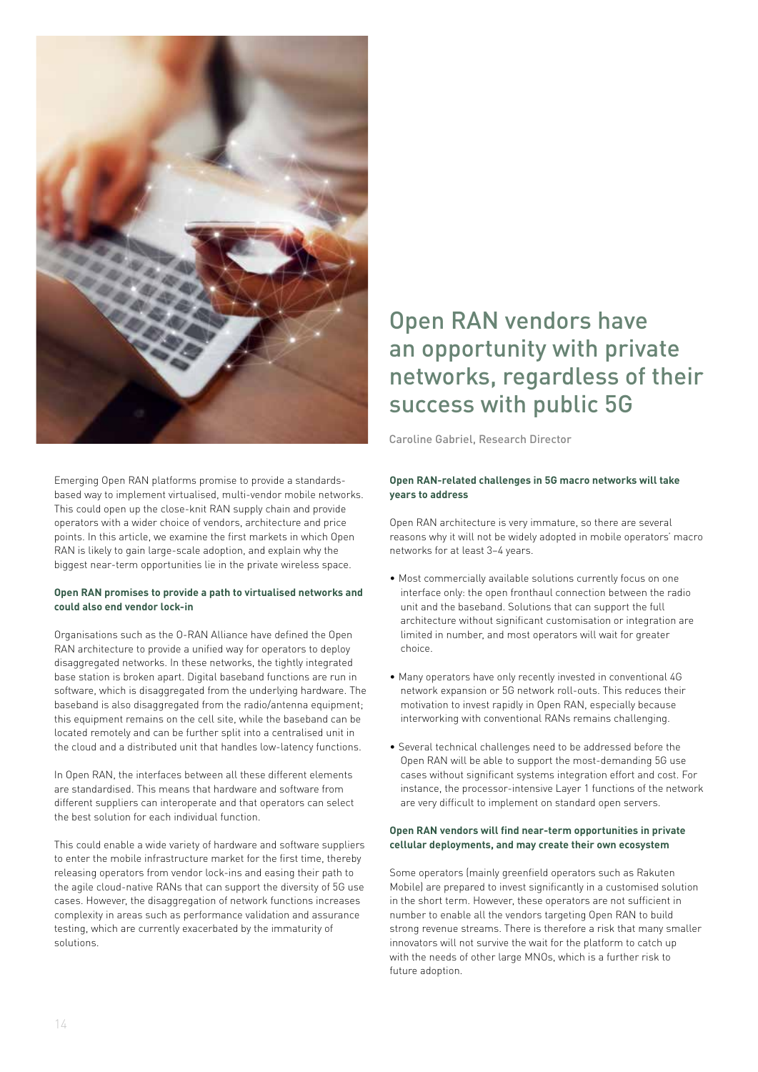# Open RAN vendors have an opportunity with private networks, regardless of their success with public 5G

Caroline Gabriel, Research Director

Emerging Open RAN platforms promise to provide a standards-based way to implement virtualised, multi-vendor mobile networks. This could open up the close-knit RAN supply chain and provide operators with a wider choice of vendors, architecture and price points. In this article, we examine the first markets in which Open RAN is likely to gain large-scale adoption, and explain why the biggest near-term opportunities lie in the private wireless space.

### Open RAN promises to provide a path to virtualised networks and could also end vendor lock-in

Organisations such as the O-RAN Alliance have defined the Open RAN architecture to provide a unified way for operators to deploy disaggregated networks. In these networks, the tightly integrated base station is broken apart. Digital baseband functions are run in software, which is disaggregated from the underlying hardware. The baseband is also disaggregated from the radio/antenna equipment; this equipment remains on the cell site, while the baseband can be located remotely and can be further split into a centralised unit in the cloud and a distributed unit that handles low-latency functions.

In Open RAN, the interfaces between all these different elements are standardised. This means that hardware and software from different suppliers can interoperate and that operators can select the best solution for each individual function.

This could enable a wide variety of hardware and software suppliers to enter the mobile infrastructure market for the first time, thereby releasing operators from vendor lock-ins and easing their path to the agile cloud-native RANs that can support the diversity of 5G use cases. However, the disaggregation of network functions increases complexity in areas such as performance validation and assurance testing, which are currently exacerbated by the immaturity of solutions.

### Open RAN-related challenges in 5G macro networks will take years to address

Open RAN architecture is very immature, so there are several reasons why it will not be widely adopted in mobile operators' macro networks for at least 3–4 years.

- Most commercially available solutions currently focus on one interface only: the open fronthaul connection between the radio unit and the baseband. Solutions that can support the full architecture without significant customisation or integration are limited in number, and most operators will wait for greater choice.
- Many operators have only recently invested in conventional 4G network expansion or 5G network roll-outs. This reduces their motivation to invest rapidly in Open RAN, especially because interworking with conventional RANs remains challenging.
- Several technical challenges need to be addressed before the Open RAN will be able to support the most-demanding 5G use cases without significant systems integration effort and cost. For instance, the processor-intensive Layer 1 functions of the network are very difficult to implement on standard open servers.

### Open RAN vendors will find near-term opportunities in private cellular deployments, and may create their own ecosystem

Some operators (mainly greenfield operators such as Rakuten Mobile) are prepared to invest significantly in a customised solution in the short term. However, these operators are not sufficient in number to enable all the vendors targeting Open RAN to build strong revenue streams. There is therefore a risk that many smaller innovators will not survive the wait for the platform to catch up with the needs of other large MNOs, which is a further risk to future adoption.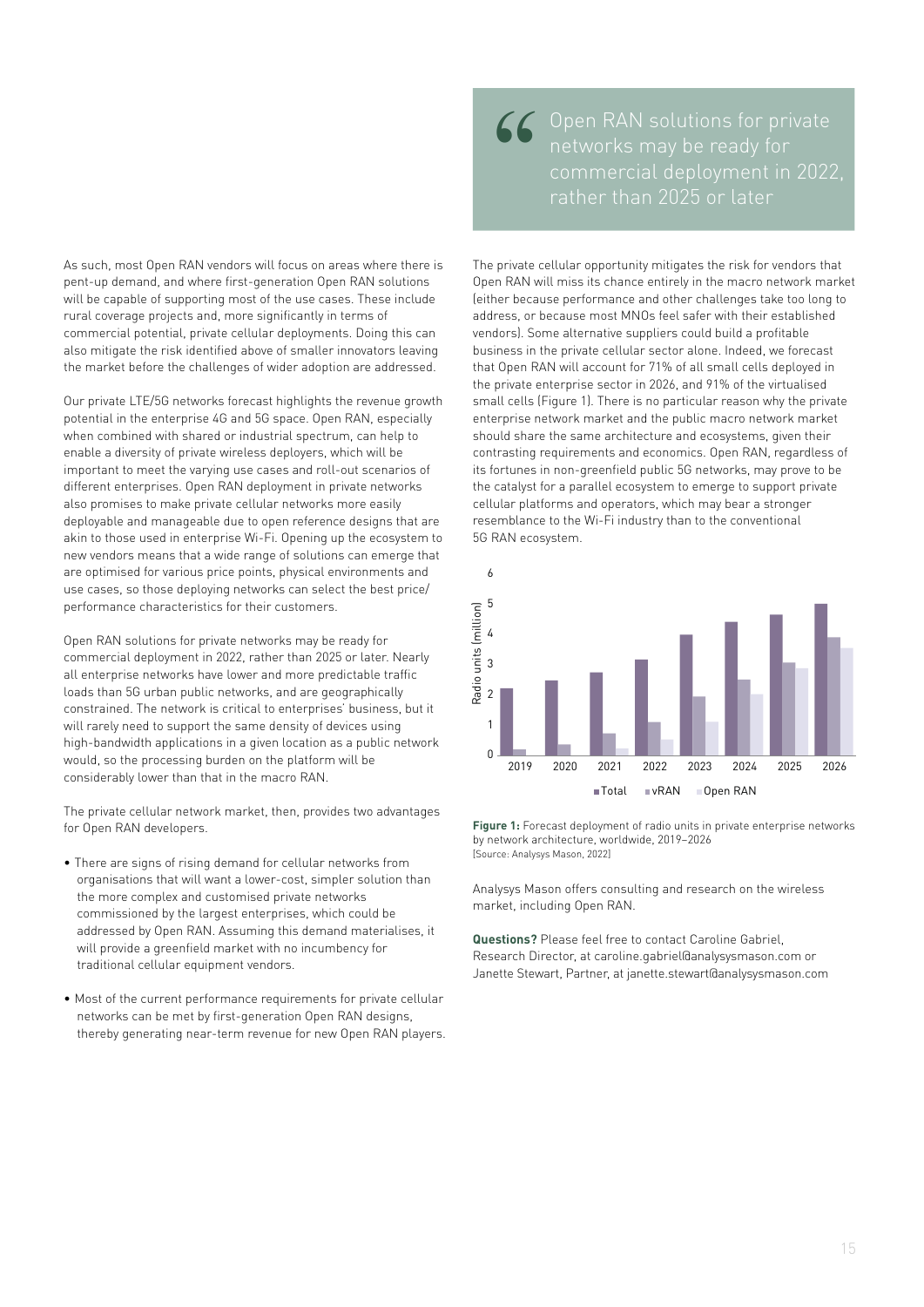As such, most Open RAN vendors will focus on areas where there is pent-up demand, and where first-generation Open RAN solutions will be capable of supporting most of the use cases. These include rural coverage projects and, more significantly in terms of commercial potential, private cellular deployments. Doing this can also mitigate the risk identified above of smaller innovators leaving the market before the challenges of wider adoption are addressed.

Our private LTE/5G networks forecast highlights the revenue growth potential in the enterprise 4G and 5G space. Open RAN, especially when combined with shared or industrial spectrum, can help to enable a diversity of private wireless deployers, which will be important to meet the varying use cases and roll-out scenarios of different enterprises. Open RAN deployment in private networks also promises to make private cellular networks more easily deployable and manageable due to open reference designs that are akin to those used in enterprise Wi-Fi. Opening up the ecosystem to new vendors means that a wide range of solutions can emerge that are optimised for various price points, physical environments and use cases, so those deploying networks can select the best price/performance characteristics for their customers.

Open RAN solutions for private networks may be ready for commercial deployment in 2022, rather than 2025 or later. Nearly all enterprise networks have lower and more predictable traffic loads than 5G urban public networks, and are geographically constrained. The network is critical to enterprises' business, but it will rarely need to support the same density of devices using high-bandwidth applications in a given location as a public network would, so the processing burden on the platform will be considerably lower than that in the macro RAN.

The private cellular network market, then, provides two advantages for Open RAN developers.

- There are signs of rising demand for cellular networks from organisations that will want a lower-cost, simpler solution than the more complex and customised private networks commissioned by the largest enterprises, which could be addressed by Open RAN. Assuming this demand materialises, it will provide a greenfield market with no incumbency for traditional cellular equipment vendors.
- Most of the current performance requirements for private cellular networks can be met by first-generation Open RAN designs, thereby generating near-term revenue for new Open RAN players.

> "Open RAN solutions for private networks may be ready for commercial deployment in 2022, rather than 2025 or later

The private cellular opportunity mitigates the risk for vendors that Open RAN will miss its chance entirely in the macro network market (either because performance and other challenges take too long to address, or because most MNOs feel safer with their established vendors). Some alternative suppliers could build a profitable business in the private cellular sector alone. Indeed, we forecast that Open RAN will account for 71% of all small cells deployed in the private enterprise sector in 2026, and 91% of the virtualised small cells (Figure 1). There is no particular reason why the private enterprise network market and the public macro network market should share the same architecture and ecosystems, given their contrasting requirements and economics. Open RAN, regardless of its fortunes in non-greenfield public 5G networks, may prove to be the catalyst for a parallel ecosystem to emerge to support private cellular platforms and operators, which may bear a stronger resemblance to the Wi-Fi industry than to the conventional 5G RAN ecosystem.

**Figure 1:** Forecast deployment of radio units in private enterprise networks by network architecture, worldwide, 2019–2026 [Source: Analysys Mason, 2022]

Analysys Mason offers consulting and research on the wireless market, including Open RAN.

**Questions?** Please feel free to contact Caroline Gabriel, Research Director, at caroline.gabriel@analysysmason.com or Janette Stewart, Partner, at janette.stewart@analysysmason.com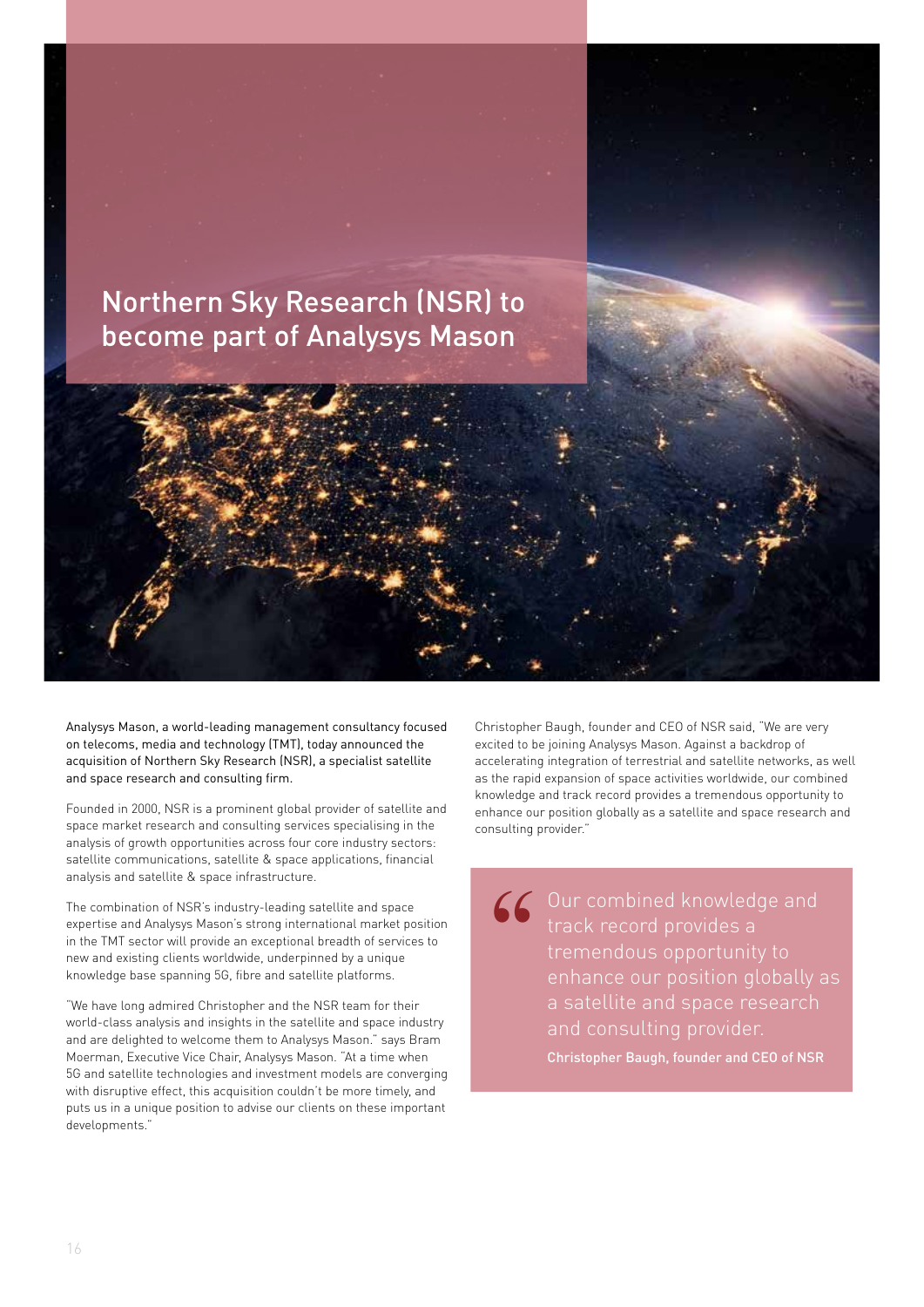# Northern Sky Research (NSR) to become part of Analysys Mason

Analysys Mason, a world-leading management consultancy focused on telecoms, media and technology (TMT), today announced the acquisition of Northern Sky Research (NSR), a specialist satellite and space research and consulting firm.

Founded in 2000, NSR is a prominent global provider of satellite and space market research and consulting services specialising in the analysis of growth opportunities across four core industry sectors: satellite communications, satellite & space applications, financial analysis and satellite & space infrastructure.

The combination of NSR's industry-leading satellite and space expertise and Analysys Mason's strong international market position in the TMT sector will provide an exceptional breadth of services to new and existing clients worldwide, underpinned by a unique knowledge base spanning 5G, fibre and satellite platforms.

"We have long admired Christopher and the NSR team for their world-class analysis and insights in the satellite and space industry and are delighted to welcome them to Analysys Mason." says Bram Moerman, Executive Vice Chair, Analysys Mason. "At a time when 5G and satellite technologies and investment models are converging with disruptive effect, this acquisition couldn't be more timely, and puts us in a unique position to advise our clients on these important developments."

Christopher Baugh, founder and CEO of NSR said, "We are very excited to be joining Analysys Mason. Against a backdrop of accelerating integration of terrestrial and satellite networks, as well as the rapid expansion of space activities worldwide, our combined knowledge and track record provides a tremendous opportunity to enhance our position globally as a satellite and space research and consulting provider."

> "Our combined knowledge and track record provides a tremendous opportunity to enhance our position globally as a satellite and space research and consulting provider.
>
> **Christopher Baugh, founder and CEO of NSR**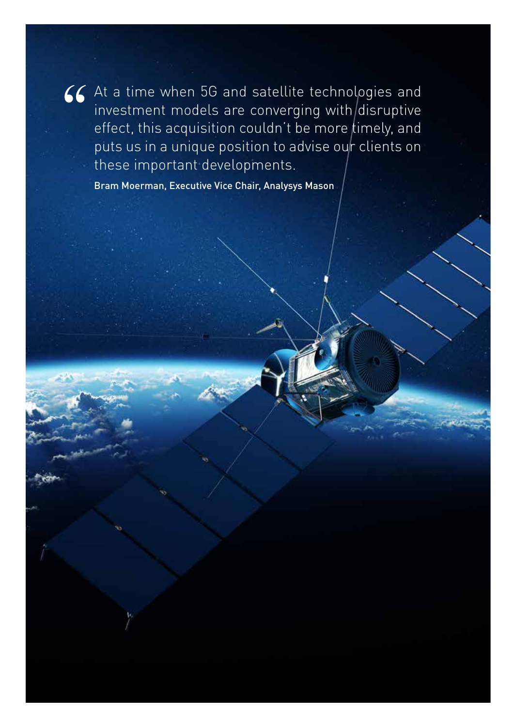> "At a time when 5G and satellite technologies and investment models are converging with disruptive effect, this acquisition couldn't be more timely, and puts us in a unique position to advise our clients on these important developments.
>
> **Bram Moerman, Executive Vice Chair, Analysys Mason**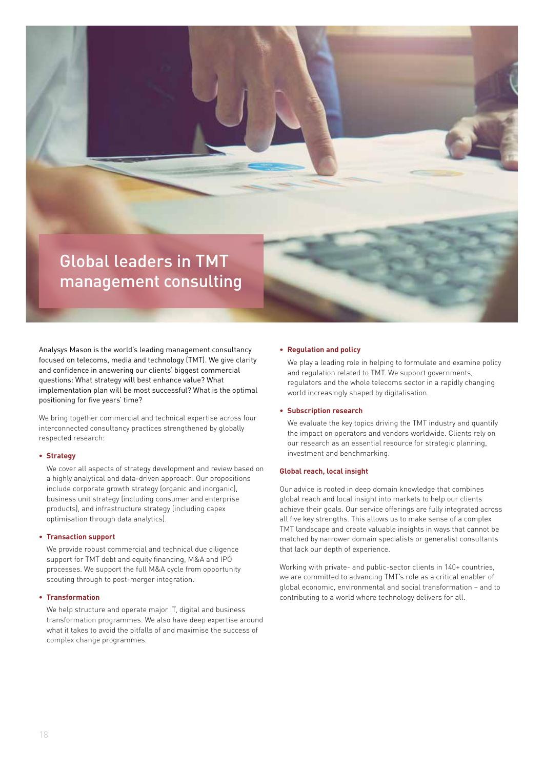# Global leaders in TMT management consulting

Analysys Mason is the world's leading management consultancy focused on telecoms, media and technology (TMT). We give clarity and confidence in answering our clients' biggest commercial questions: What strategy will best enhance value? What implementation plan will be most successful? What is the optimal positioning for five years' time?

We bring together commercial and technical expertise across four interconnected consultancy practices strengthened by globally respected research:

- **Strategy**

  We cover all aspects of strategy development and review based on a highly analytical and data-driven approach. Our propositions include corporate growth strategy (organic and inorganic), business unit strategy (including consumer and enterprise products), and infrastructure strategy (including capex optimisation through data analytics).

- **Transaction support**

  We provide robust commercial and technical due diligence support for TMT debt and equity financing, M&A and IPO processes. We support the full M&A cycle from opportunity scouting through to post-merger integration.

- **Transformation**

  We help structure and operate major IT, digital and business transformation programmes. We also have deep expertise around what it takes to avoid the pitfalls of and maximise the success of complex change programmes.

- **Regulation and policy**

  We play a leading role in helping to formulate and examine policy and regulation related to TMT. We support governments, regulators and the whole telecoms sector in a rapidly changing world increasingly shaped by digitalisation.

- **Subscription research**

  We evaluate the key topics driving the TMT industry and quantify the impact on operators and vendors worldwide. Clients rely on our research as an essential resource for strategic planning, investment and benchmarking.

**Global reach, local insight**

Our advice is rooted in deep domain knowledge that combines global reach and local insight into markets to help our clients achieve their goals. Our service offerings are fully integrated across all five key strengths. This allows us to make sense of a complex TMT landscape and create valuable insights in ways that cannot be matched by narrower domain specialists or generalist consultants that lack our depth of experience.

Working with private- and public-sector clients in 140+ countries, we are committed to advancing TMT's role as a critical enabler of global economic, environmental and social transformation – and to contributing to a world where technology delivers for all.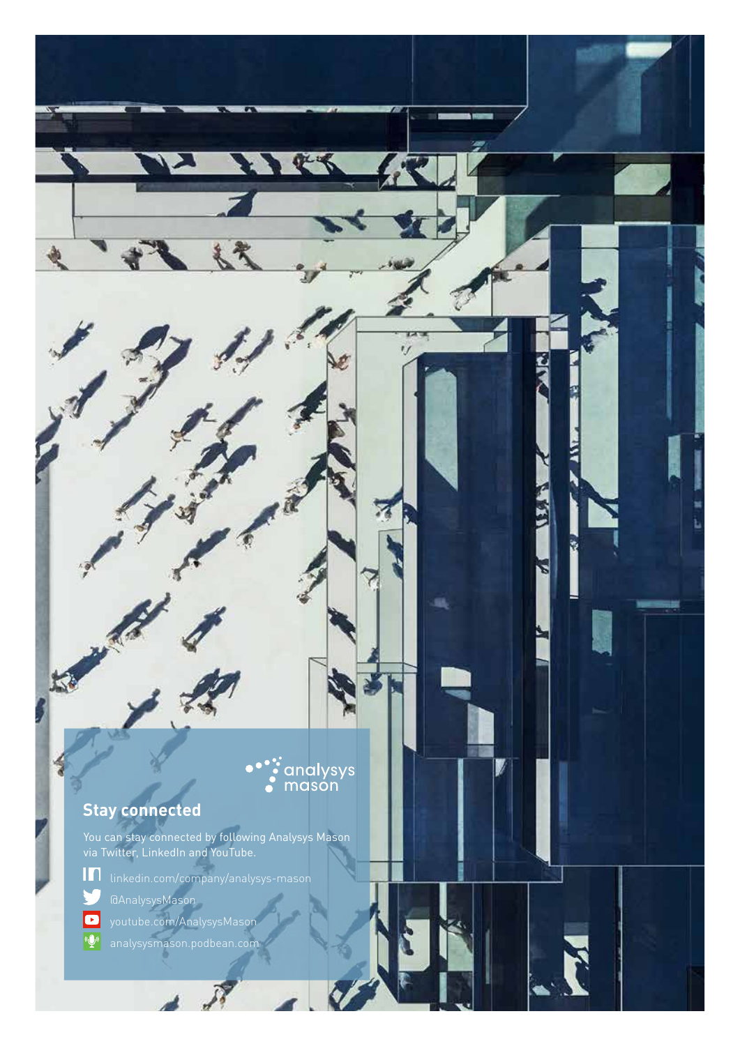analysys mason

## Stay connected

You can stay connected by following Analysys Mason via Twitter, LinkedIn and YouTube.

linkedin.com/company/analysys-mason

@AnalysysMason

youtube.com/AnalysysMason

analysysmason.podbean.com